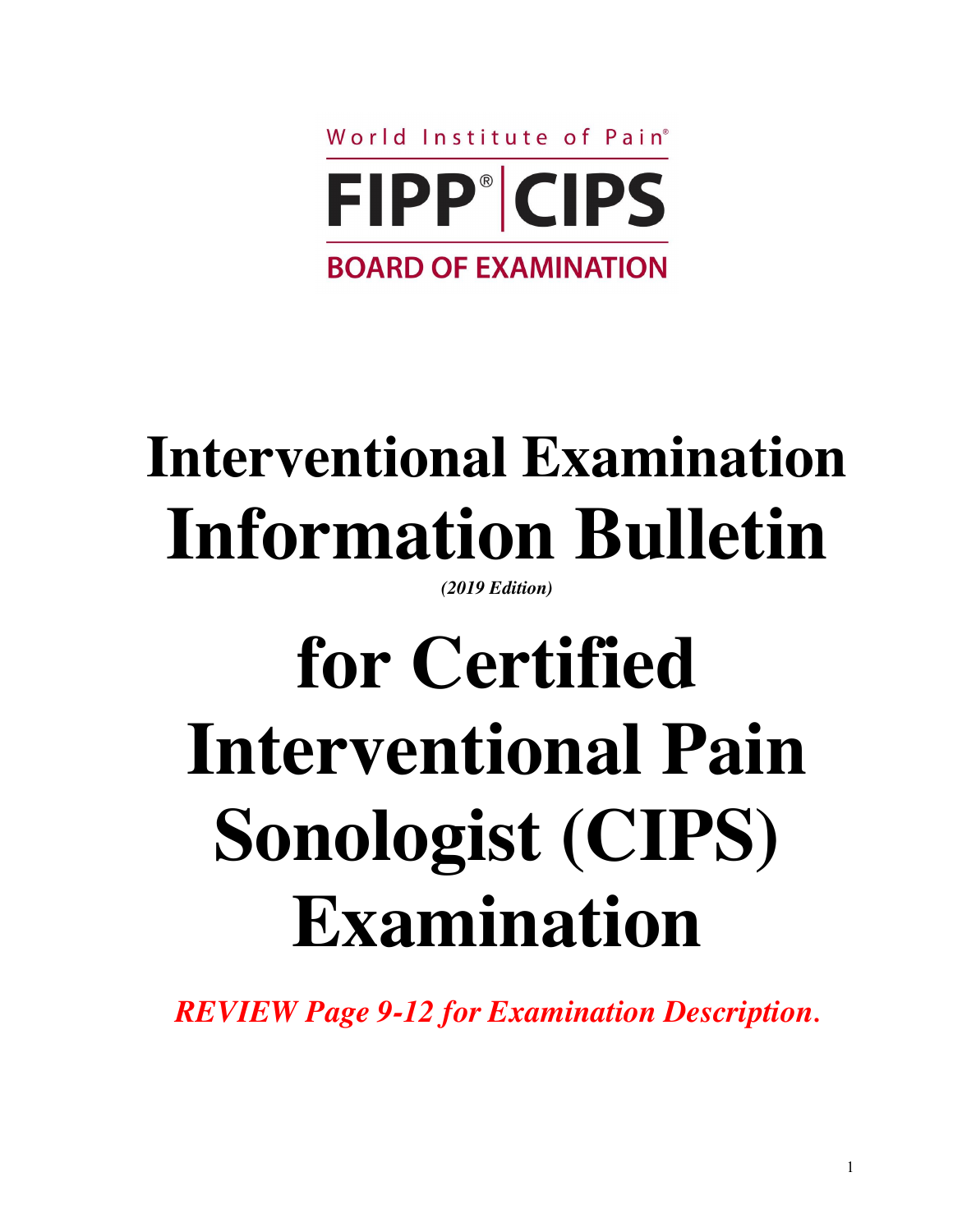World Institute of Pain®

FIPP® | CIPS

BOARD OF EXAMINATION

# Interventional Examination Information Bulletin

*(2019 Edition)*

# for Certified Interventional Pain Sonologist (CIPS) Examination

***REVIEW Page 9-12 for Examination Description.***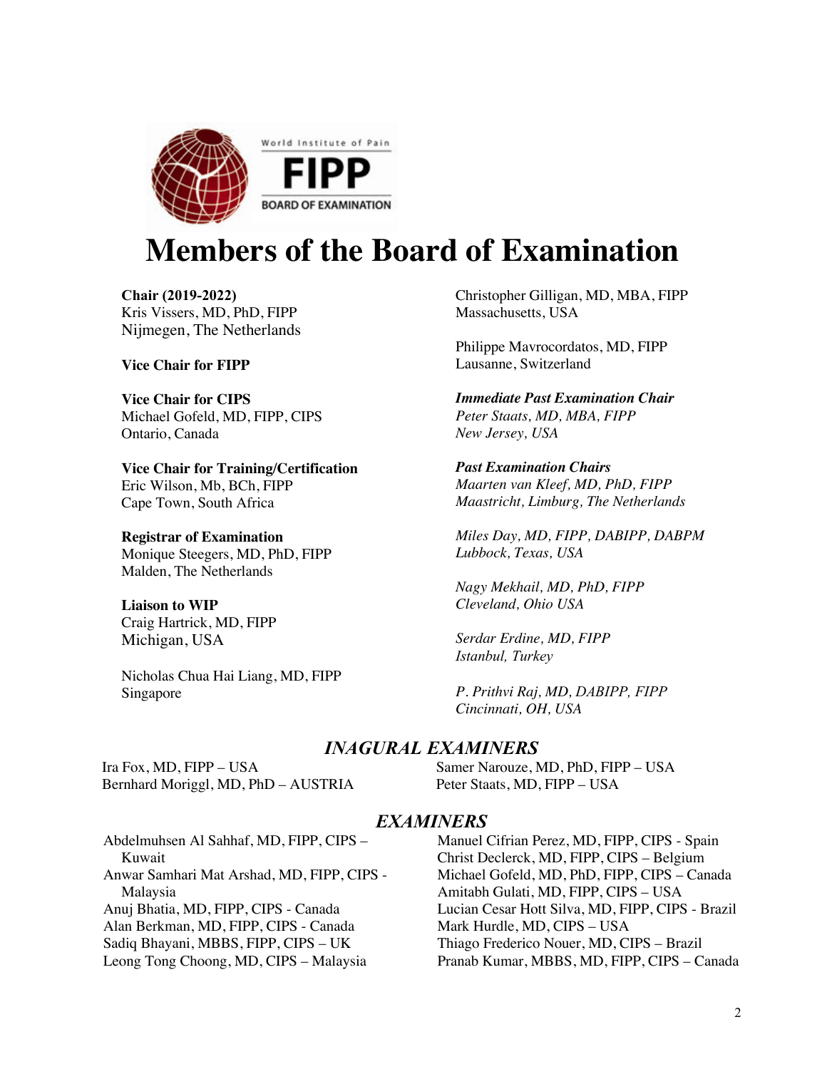World Institute of Pain

FIPP

BOARD OF EXAMINATION

# Members of the Board of Examination

**Chair (2019-2022)**
Kris Vissers, MD, PhD, FIPP
Nijmegen, The Netherlands

**Vice Chair for FIPP**

**Vice Chair for CIPS**
Michael Gofeld, MD, FIPP, CIPS
Ontario, Canada

**Vice Chair for Training/Certification**
Eric Wilson, Mb, BCh, FIPP
Cape Town, South Africa

**Registrar of Examination**
Monique Steegers, MD, PhD, FIPP
Malden, The Netherlands

**Liaison to WIP**
Craig Hartrick, MD, FIPP
Michigan, USA

Nicholas Chua Hai Liang, MD, FIPP
Singapore

Christopher Gilligan, MD, MBA, FIPP
Massachusetts, USA

Philippe Mavrocordatos, MD, FIPP
Lausanne, Switzerland

***Immediate Past Examination Chair***
*Peter Staats, MD, MBA, FIPP*
*New Jersey, USA*

***Past Examination Chairs***
*Maarten van Kleef, MD, PhD, FIPP*
*Maastricht, Limburg, The Netherlands*

*Miles Day, MD, FIPP, DABIPP, DABPM*
*Lubbock, Texas, USA*

*Nagy Mekhail, MD, PhD, FIPP*
*Cleveland, Ohio USA*

*Serdar Erdine, MD, FIPP*
*Istanbul, Turkey*

*P. Prithvi Raj, MD, DABIPP, FIPP*
*Cincinnati, OH, USA*

## *INAGURAL EXAMINERS*

Ira Fox, MD, FIPP – USA
Bernhard Moriggl, MD, PhD – AUSTRIA
Samer Narouze, MD, PhD, FIPP – USA
Peter Staats, MD, FIPP – USA

## *EXAMINERS*

Abdelmuhsen Al Sahhaf, MD, FIPP, CIPS – Kuwait
Anwar Samhari Mat Arshad, MD, FIPP, CIPS - Malaysia
Anuj Bhatia, MD, FIPP, CIPS - Canada
Alan Berkman, MD, FIPP, CIPS - Canada
Sadiq Bhayani, MBBS, FIPP, CIPS – UK
Leong Tong Choong, MD, CIPS – Malaysia
Manuel Cifrian Perez, MD, FIPP, CIPS - Spain
Christ Declerck, MD, FIPP, CIPS – Belgium
Michael Gofeld, MD, PhD, FIPP, CIPS – Canada
Amitabh Gulati, MD, FIPP, CIPS – USA
Lucian Cesar Hott Silva, MD, FIPP, CIPS - Brazil
Mark Hurdle, MD, CIPS – USA
Thiago Frederico Nouer, MD, CIPS – Brazil
Pranab Kumar, MBBS, MD, FIPP, CIPS – Canada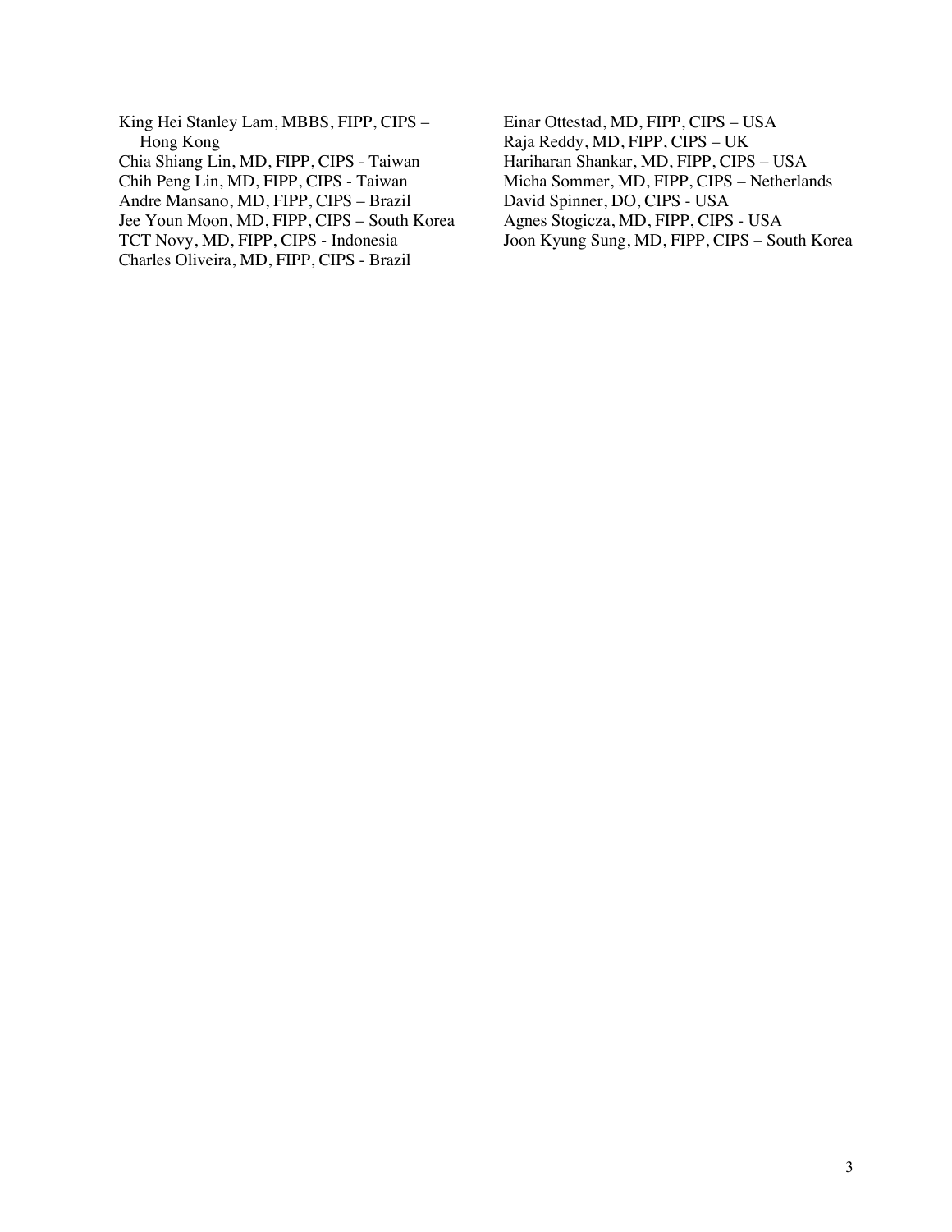King Hei Stanley Lam, MBBS, FIPP, CIPS – Hong Kong
Chia Shiang Lin, MD, FIPP, CIPS - Taiwan
Chih Peng Lin, MD, FIPP, CIPS - Taiwan
Andre Mansano, MD, FIPP, CIPS – Brazil
Jee Youn Moon, MD, FIPP, CIPS – South Korea
TCT Novy, MD, FIPP, CIPS - Indonesia
Charles Oliveira, MD, FIPP, CIPS - Brazil
Einar Ottestad, MD, FIPP, CIPS – USA
Raja Reddy, MD, FIPP, CIPS – UK
Hariharan Shankar, MD, FIPP, CIPS – USA
Micha Sommer, MD, FIPP, CIPS – Netherlands
David Spinner, DO, CIPS - USA
Agnes Stogicza, MD, FIPP, CIPS - USA
Joon Kyung Sung, MD, FIPP, CIPS – South Korea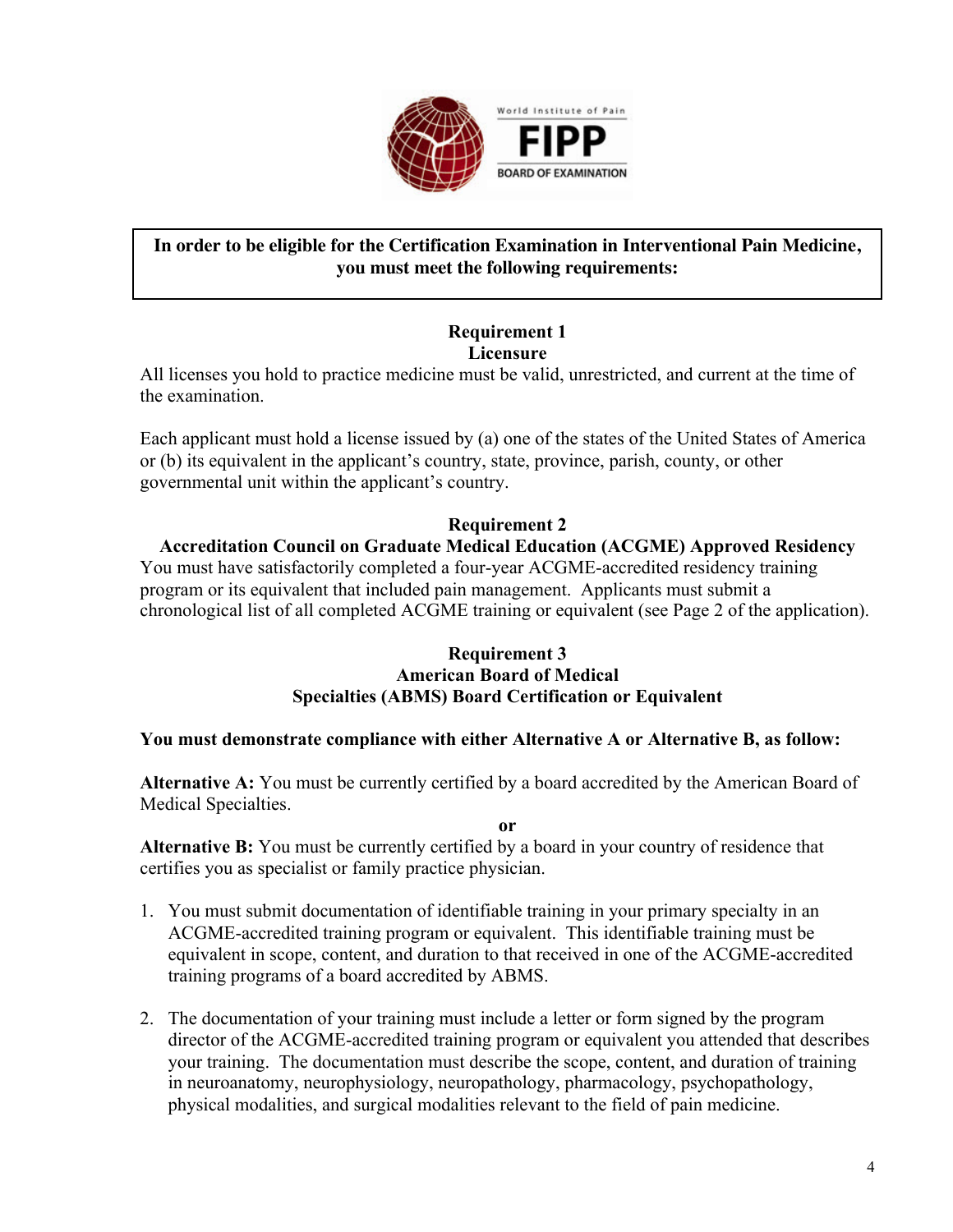**In order to be eligible for the Certification Examination in Interventional Pain Medicine, you must meet the following requirements:**

## Requirement 1
## Licensure

All licenses you hold to practice medicine must be valid, unrestricted, and current at the time of the examination.

Each applicant must hold a license issued by (a) one of the states of the United States of America or (b) its equivalent in the applicant's country, state, province, parish, county, or other governmental unit within the applicant's country.

## Requirement 2
## Accreditation Council on Graduate Medical Education (ACGME) Approved Residency

You must have satisfactorily completed a four-year ACGME-accredited residency training program or its equivalent that included pain management. Applicants must submit a chronological list of all completed ACGME training or equivalent (see Page 2 of the application).

## Requirement 3
## American Board of Medical Specialties (ABMS) Board Certification or Equivalent

**You must demonstrate compliance with either Alternative A or Alternative B, as follow:**

**Alternative A:** You must be currently certified by a board accredited by the American Board of Medical Specialties.

**or**

**Alternative B:** You must be currently certified by a board in your country of residence that certifies you as specialist or family practice physician.

1. You must submit documentation of identifiable training in your primary specialty in an ACGME-accredited training program or equivalent. This identifiable training must be equivalent in scope, content, and duration to that received in one of the ACGME-accredited training programs of a board accredited by ABMS.

2. The documentation of your training must include a letter or form signed by the program director of the ACGME-accredited training program or equivalent you attended that describes your training. The documentation must describe the scope, content, and duration of training in neuroanatomy, neurophysiology, neuropathology, pharmacology, psychopathology, physical modalities, and surgical modalities relevant to the field of pain medicine.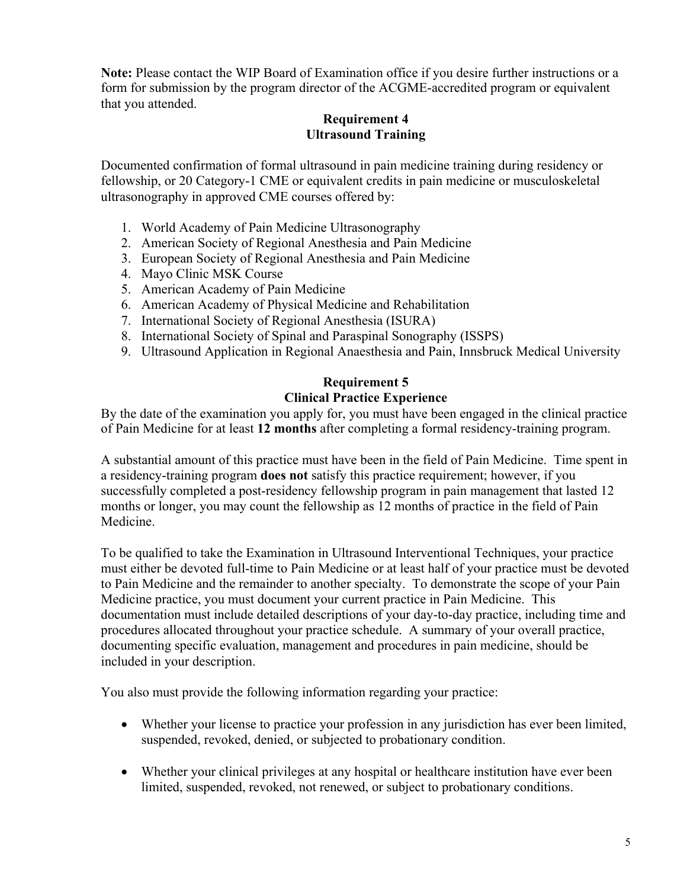**Note:** Please contact the WIP Board of Examination office if you desire further instructions or a form for submission by the program director of the ACGME-accredited program or equivalent that you attended.

## Requirement 4
## Ultrasound Training

Documented confirmation of formal ultrasound in pain medicine training during residency or fellowship, or 20 Category-1 CME or equivalent credits in pain medicine or musculoskeletal ultrasonography in approved CME courses offered by:

1. World Academy of Pain Medicine Ultrasonography
2. American Society of Regional Anesthesia and Pain Medicine
3. European Society of Regional Anesthesia and Pain Medicine
4. Mayo Clinic MSK Course
5. American Academy of Pain Medicine
6. American Academy of Physical Medicine and Rehabilitation
7. International Society of Regional Anesthesia (ISURA)
8. International Society of Spinal and Paraspinal Sonography (ISSPS)
9. Ultrasound Application in Regional Anaesthesia and Pain, Innsbruck Medical University

## Requirement 5
## Clinical Practice Experience

By the date of the examination you apply for, you must have been engaged in the clinical practice of Pain Medicine for at least **12 months** after completing a formal residency-training program.

A substantial amount of this practice must have been in the field of Pain Medicine. Time spent in a residency-training program **does not** satisfy this practice requirement; however, if you successfully completed a post-residency fellowship program in pain management that lasted 12 months or longer, you may count the fellowship as 12 months of practice in the field of Pain Medicine.

To be qualified to take the Examination in Ultrasound Interventional Techniques, your practice must either be devoted full-time to Pain Medicine or at least half of your practice must be devoted to Pain Medicine and the remainder to another specialty. To demonstrate the scope of your Pain Medicine practice, you must document your current practice in Pain Medicine. This documentation must include detailed descriptions of your day-to-day practice, including time and procedures allocated throughout your practice schedule. A summary of your overall practice, documenting specific evaluation, management and procedures in pain medicine, should be included in your description.

You also must provide the following information regarding your practice:

- Whether your license to practice your profession in any jurisdiction has ever been limited, suspended, revoked, denied, or subjected to probationary condition.
- Whether your clinical privileges at any hospital or healthcare institution have ever been limited, suspended, revoked, not renewed, or subject to probationary conditions.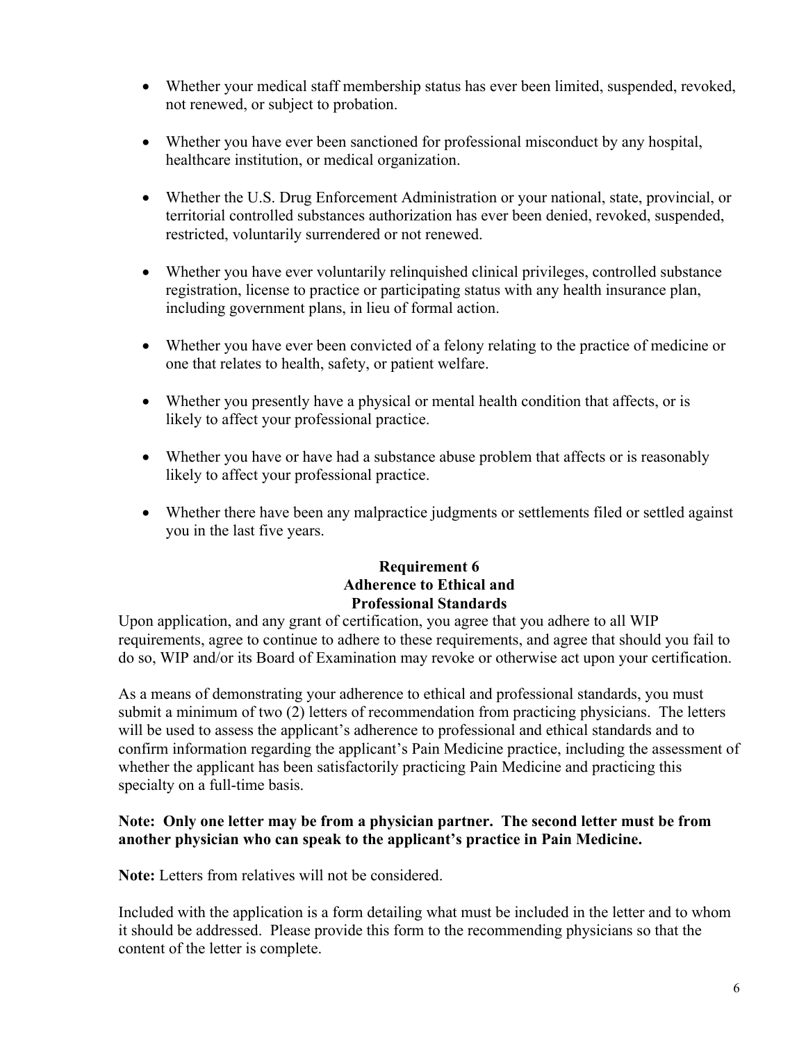- Whether your medical staff membership status has ever been limited, suspended, revoked, not renewed, or subject to probation.
- Whether you have ever been sanctioned for professional misconduct by any hospital, healthcare institution, or medical organization.
- Whether the U.S. Drug Enforcement Administration or your national, state, provincial, or territorial controlled substances authorization has ever been denied, revoked, suspended, restricted, voluntarily surrendered or not renewed.
- Whether you have ever voluntarily relinquished clinical privileges, controlled substance registration, license to practice or participating status with any health insurance plan, including government plans, in lieu of formal action.
- Whether you have ever been convicted of a felony relating to the practice of medicine or one that relates to health, safety, or patient welfare.
- Whether you presently have a physical or mental health condition that affects, or is likely to affect your professional practice.
- Whether you have or have had a substance abuse problem that affects or is reasonably likely to affect your professional practice.
- Whether there have been any malpractice judgments or settlements filed or settled against you in the last five years.

## Requirement 6
## Adherence to Ethical and Professional Standards

Upon application, and any grant of certification, you agree that you adhere to all WIP requirements, agree to continue to adhere to these requirements, and agree that should you fail to do so, WIP and/or its Board of Examination may revoke or otherwise act upon your certification.

As a means of demonstrating your adherence to ethical and professional standards, you must submit a minimum of two (2) letters of recommendation from practicing physicians. The letters will be used to assess the applicant's adherence to professional and ethical standards and to confirm information regarding the applicant's Pain Medicine practice, including the assessment of whether the applicant has been satisfactorily practicing Pain Medicine and practicing this specialty on a full-time basis.

**Note: Only one letter may be from a physician partner. The second letter must be from another physician who can speak to the applicant's practice in Pain Medicine.**

**Note:** Letters from relatives will not be considered.

Included with the application is a form detailing what must be included in the letter and to whom it should be addressed. Please provide this form to the recommending physicians so that the content of the letter is complete.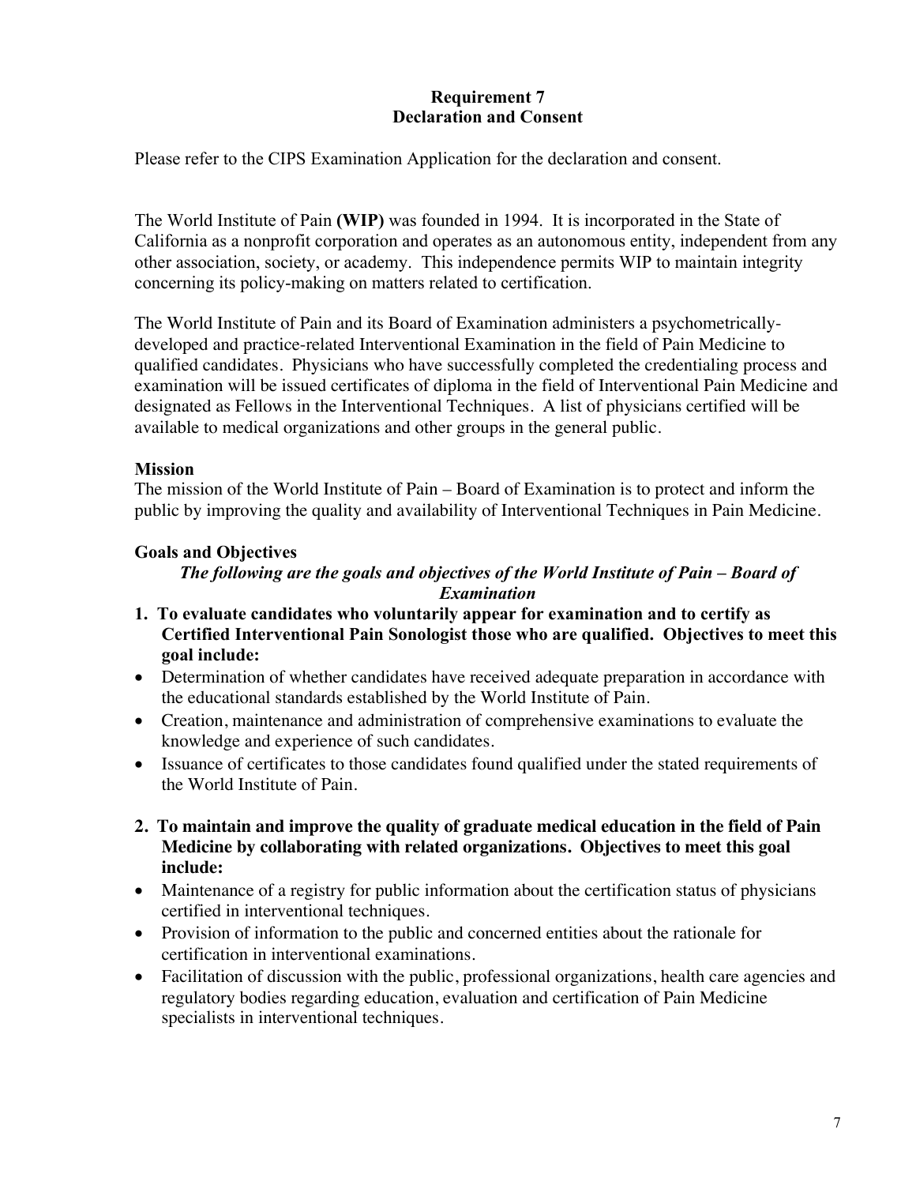## Requirement 7
## Declaration and Consent

Please refer to the CIPS Examination Application for the declaration and consent.

The World Institute of Pain **(WIP)** was founded in 1994. It is incorporated in the State of California as a nonprofit corporation and operates as an autonomous entity, independent from any other association, society, or academy. This independence permits WIP to maintain integrity concerning its policy-making on matters related to certification.

The World Institute of Pain and its Board of Examination administers a psychometrically-developed and practice-related Interventional Examination in the field of Pain Medicine to qualified candidates. Physicians who have successfully completed the credentialing process and examination will be issued certificates of diploma in the field of Interventional Pain Medicine and designated as Fellows in the Interventional Techniques. A list of physicians certified will be available to medical organizations and other groups in the general public.

### Mission

The mission of the World Institute of Pain – Board of Examination is to protect and inform the public by improving the quality and availability of Interventional Techniques in Pain Medicine.

### Goals and Objectives

***The following are the goals and objectives of the World Institute of Pain – Board of Examination***

**1. To evaluate candidates who voluntarily appear for examination and to certify as Certified Interventional Pain Sonologist those who are qualified. Objectives to meet this goal include:**

- Determination of whether candidates have received adequate preparation in accordance with the educational standards established by the World Institute of Pain.
- Creation, maintenance and administration of comprehensive examinations to evaluate the knowledge and experience of such candidates.
- Issuance of certificates to those candidates found qualified under the stated requirements of the World Institute of Pain.

**2. To maintain and improve the quality of graduate medical education in the field of Pain Medicine by collaborating with related organizations. Objectives to meet this goal include:**

- Maintenance of a registry for public information about the certification status of physicians certified in interventional techniques.
- Provision of information to the public and concerned entities about the rationale for certification in interventional examinations.
- Facilitation of discussion with the public, professional organizations, health care agencies and regulatory bodies regarding education, evaluation and certification of Pain Medicine specialists in interventional techniques.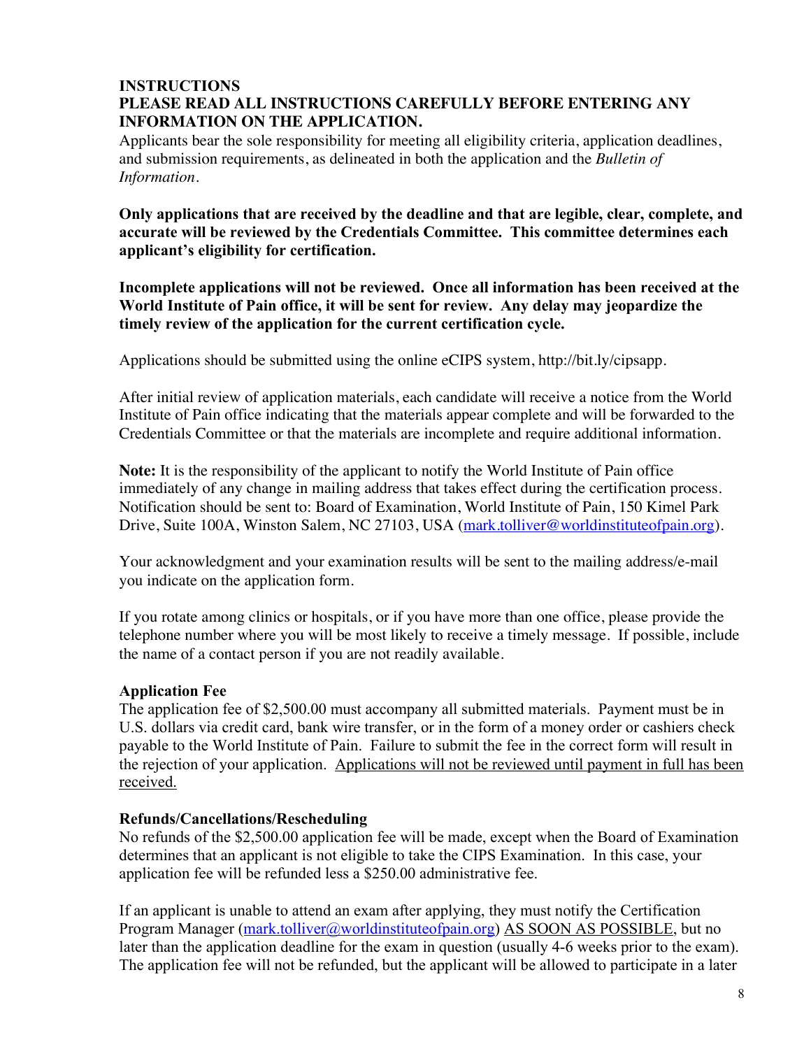**INSTRUCTIONS**

**PLEASE READ ALL INSTRUCTIONS CAREFULLY BEFORE ENTERING ANY INFORMATION ON THE APPLICATION.**

Applicants bear the sole responsibility for meeting all eligibility criteria, application deadlines, and submission requirements, as delineated in both the application and the *Bulletin of Information*.

**Only applications that are received by the deadline and that are legible, clear, complete, and accurate will be reviewed by the Credentials Committee. This committee determines each applicant's eligibility for certification.**

**Incomplete applications will not be reviewed. Once all information has been received at the World Institute of Pain office, it will be sent for review. Any delay may jeopardize the timely review of the application for the current certification cycle.**

Applications should be submitted using the online eCIPS system, http://bit.ly/cipsapp.

After initial review of application materials, each candidate will receive a notice from the World Institute of Pain office indicating that the materials appear complete and will be forwarded to the Credentials Committee or that the materials are incomplete and require additional information.

**Note:** It is the responsibility of the applicant to notify the World Institute of Pain office immediately of any change in mailing address that takes effect during the certification process. Notification should be sent to: Board of Examination, World Institute of Pain, 150 Kimel Park Drive, Suite 100A, Winston Salem, NC 27103, USA (mark.tolliver@worldinstituteofpain.org).

Your acknowledgment and your examination results will be sent to the mailing address/e-mail you indicate on the application form.

If you rotate among clinics or hospitals, or if you have more than one office, please provide the telephone number where you will be most likely to receive a timely message. If possible, include the name of a contact person if you are not readily available.

**Application Fee**

The application fee of $2,500.00 must accompany all submitted materials. Payment must be in U.S. dollars via credit card, bank wire transfer, or in the form of a money order or cashiers check payable to the World Institute of Pain. Failure to submit the fee in the correct form will result in the rejection of your application. <u>Applications will not be reviewed until payment in full has been received.</u>

**Refunds/Cancellations/Rescheduling**

No refunds of the $2,500.00 application fee will be made, except when the Board of Examination determines that an applicant is not eligible to take the CIPS Examination. In this case, your application fee will be refunded less a $250.00 administrative fee.

If an applicant is unable to attend an exam after applying, they must notify the Certification Program Manager (mark.tolliver@worldinstituteofpain.org) <u>AS SOON AS POSSIBLE</u>, but no later than the application deadline for the exam in question (usually 4-6 weeks prior to the exam). The application fee will not be refunded, but the applicant will be allowed to participate in a later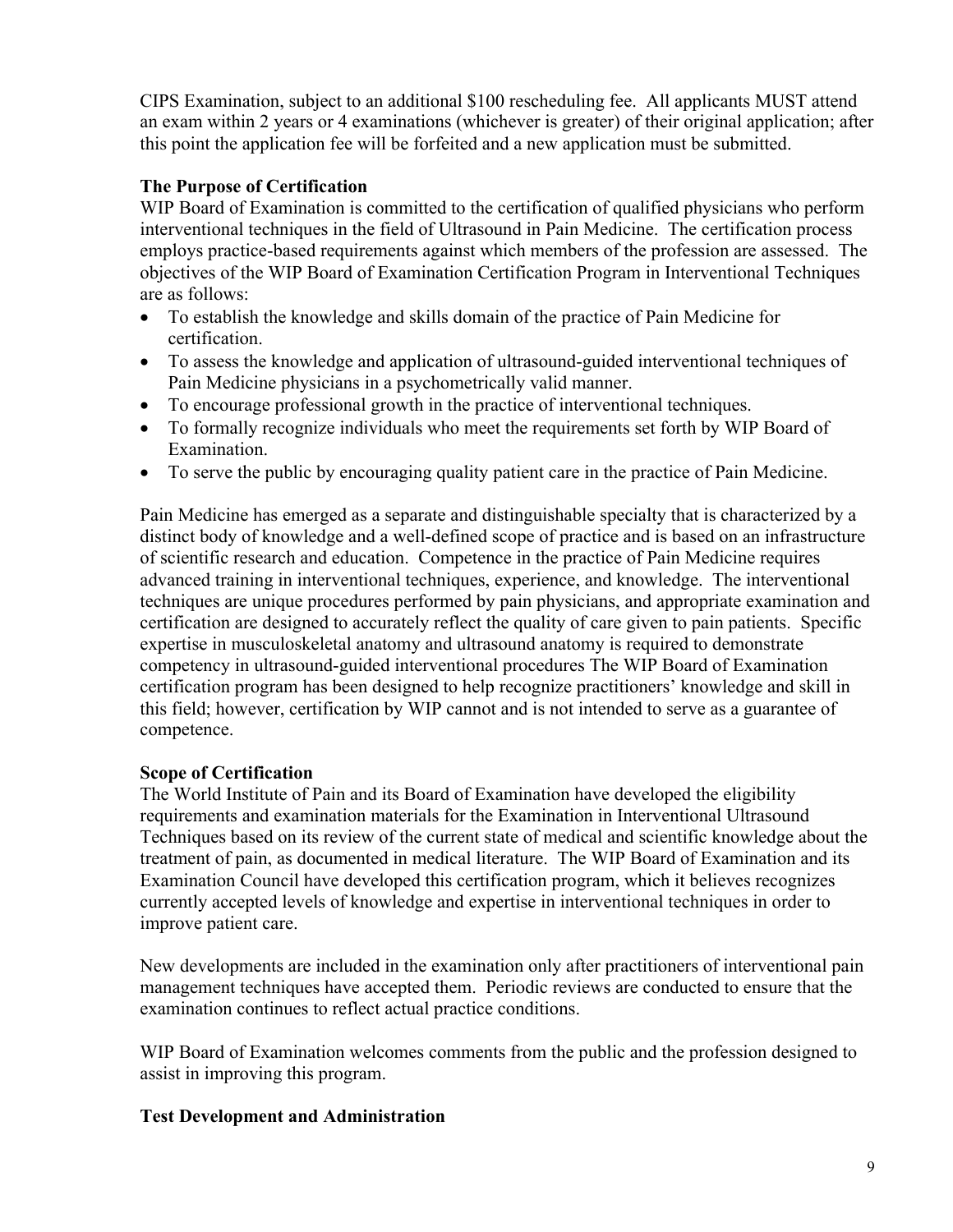CIPS Examination, subject to an additional $100 rescheduling fee. All applicants MUST attend an exam within 2 years or 4 examinations (whichever is greater) of their original application; after this point the application fee will be forfeited and a new application must be submitted.

**The Purpose of Certification**

WIP Board of Examination is committed to the certification of qualified physicians who perform interventional techniques in the field of Ultrasound in Pain Medicine. The certification process employs practice-based requirements against which members of the profession are assessed. The objectives of the WIP Board of Examination Certification Program in Interventional Techniques are as follows:

- To establish the knowledge and skills domain of the practice of Pain Medicine for certification.
- To assess the knowledge and application of ultrasound-guided interventional techniques of Pain Medicine physicians in a psychometrically valid manner.
- To encourage professional growth in the practice of interventional techniques.
- To formally recognize individuals who meet the requirements set forth by WIP Board of Examination.
- To serve the public by encouraging quality patient care in the practice of Pain Medicine.

Pain Medicine has emerged as a separate and distinguishable specialty that is characterized by a distinct body of knowledge and a well-defined scope of practice and is based on an infrastructure of scientific research and education. Competence in the practice of Pain Medicine requires advanced training in interventional techniques, experience, and knowledge. The interventional techniques are unique procedures performed by pain physicians, and appropriate examination and certification are designed to accurately reflect the quality of care given to pain patients. Specific expertise in musculoskeletal anatomy and ultrasound anatomy is required to demonstrate competency in ultrasound-guided interventional procedures The WIP Board of Examination certification program has been designed to help recognize practitioners' knowledge and skill in this field; however, certification by WIP cannot and is not intended to serve as a guarantee of competence.

**Scope of Certification**

The World Institute of Pain and its Board of Examination have developed the eligibility requirements and examination materials for the Examination in Interventional Ultrasound Techniques based on its review of the current state of medical and scientific knowledge about the treatment of pain, as documented in medical literature. The WIP Board of Examination and its Examination Council have developed this certification program, which it believes recognizes currently accepted levels of knowledge and expertise in interventional techniques in order to improve patient care.

New developments are included in the examination only after practitioners of interventional pain management techniques have accepted them. Periodic reviews are conducted to ensure that the examination continues to reflect actual practice conditions.

WIP Board of Examination welcomes comments from the public and the profession designed to assist in improving this program.

**Test Development and Administration**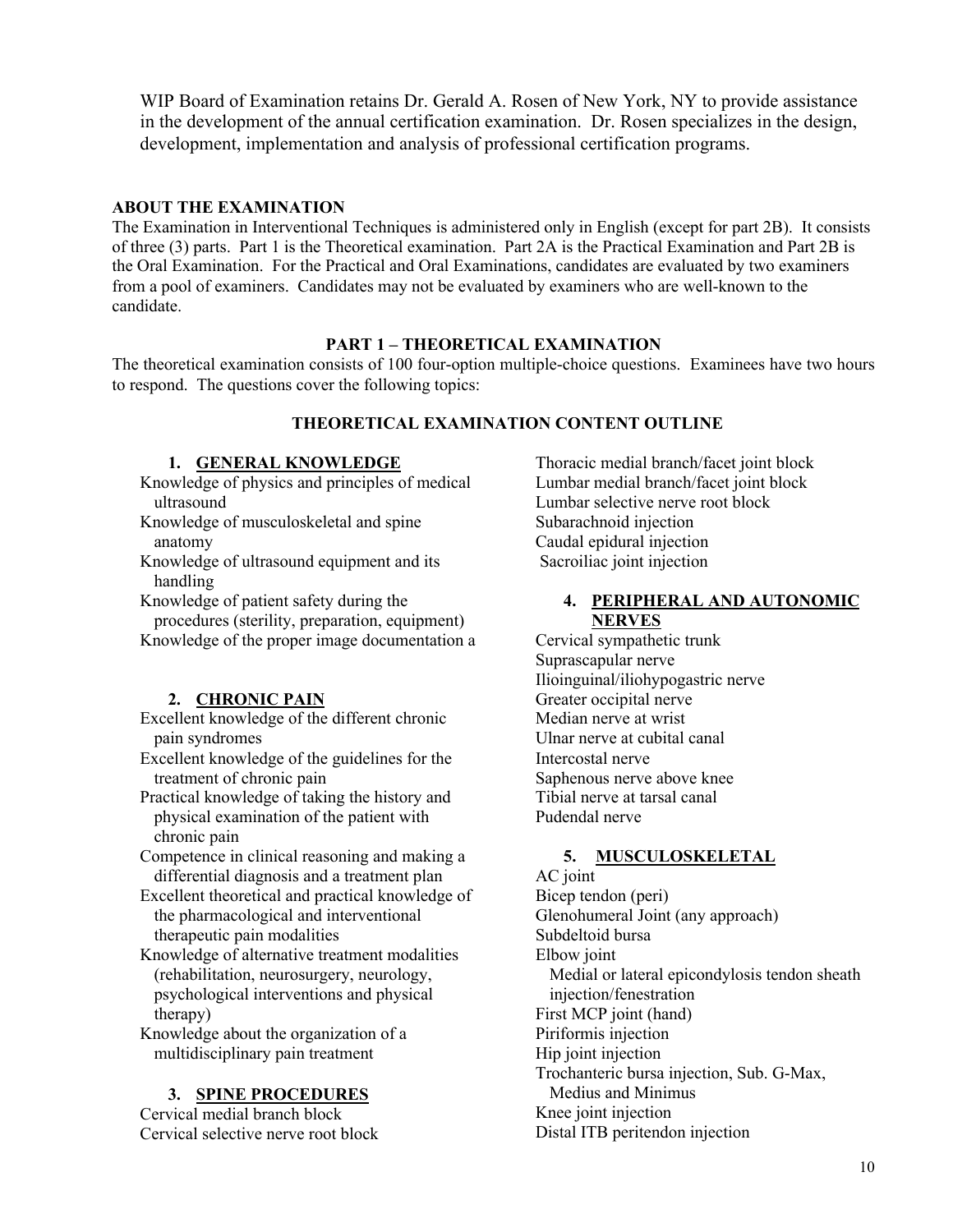WIP Board of Examination retains Dr. Gerald A. Rosen of New York, NY to provide assistance in the development of the annual certification examination. Dr. Rosen specializes in the design, development, implementation and analysis of professional certification programs.

## ABOUT THE EXAMINATION

The Examination in Interventional Techniques is administered only in English (except for part 2B). It consists of three (3) parts. Part 1 is the Theoretical examination. Part 2A is the Practical Examination and Part 2B is the Oral Examination. For the Practical and Oral Examinations, candidates are evaluated by two examiners from a pool of examiners. Candidates may not be evaluated by examiners who are well-known to the candidate.

### PART 1 – THEORETICAL EXAMINATION

The theoretical examination consists of 100 four-option multiple-choice questions. Examinees have two hours to respond. The questions cover the following topics:

### THEORETICAL EXAMINATION CONTENT OUTLINE

1. **GENERAL KNOWLEDGE**

Knowledge of physics and principles of medical ultrasound
Knowledge of musculoskeletal and spine anatomy
Knowledge of ultrasound equipment and its handling
Knowledge of patient safety during the procedures (sterility, preparation, equipment)
Knowledge of the proper image documentation a

2. **CHRONIC PAIN**

Excellent knowledge of the different chronic pain syndromes
Excellent knowledge of the guidelines for the treatment of chronic pain
Practical knowledge of taking the history and physical examination of the patient with chronic pain
Competence in clinical reasoning and making a differential diagnosis and a treatment plan
Excellent theoretical and practical knowledge of the pharmacological and interventional therapeutic pain modalities
Knowledge of alternative treatment modalities (rehabilitation, neurosurgery, neurology, psychological interventions and physical therapy)
Knowledge about the organization of a multidisciplinary pain treatment

3. **SPINE PROCEDURES**

Cervical medial branch block
Cervical selective nerve root block
Thoracic medial branch/facet joint block
Lumbar medial branch/facet joint block
Lumbar selective nerve root block
Subarachnoid injection
Caudal epidural injection
Sacroiliac joint injection

4. **PERIPHERAL AND AUTONOMIC NERVES**

Cervical sympathetic trunk
Suprascapular nerve
Ilioinguinal/iliohypogastric nerve
Greater occipital nerve
Median nerve at wrist
Ulnar nerve at cubital canal
Intercostal nerve
Saphenous nerve above knee
Tibial nerve at tarsal canal
Pudendal nerve

5. **MUSCULOSKELETAL**

AC joint
Bicep tendon (peri)
Glenohumeral Joint (any approach)
Subdeltoid bursa
Elbow joint
Medial or lateral epicondylosis tendon sheath injection/fenestration
First MCP joint (hand)
Piriformis injection
Hip joint injection
Trochanteric bursa injection, Sub. G-Max, Medius and Minimus
Knee joint injection
Distal ITB peritendon injection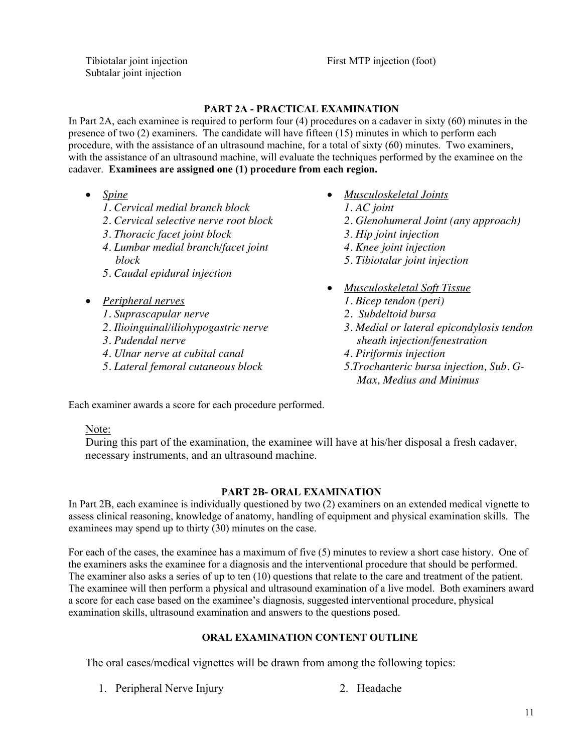Tibiotalar joint injection
Subtalar joint injection
First MTP injection (foot)

**PART 2A - PRACTICAL EXAMINATION**

In Part 2A, each examinee is required to perform four (4) procedures on a cadaver in sixty (60) minutes in the presence of two (2) examiners. The candidate will have fifteen (15) minutes in which to perform each procedure, with the assistance of an ultrasound machine, for a total of sixty (60) minutes. Two examiners, with the assistance of an ultrasound machine, will evaluate the techniques performed by the examinee on the cadaver. **Examinees are assigned one (1) procedure from each region.**

- *<u>Spine</u>*
  1. *Cervical medial branch block*
  2. *Cervical selective nerve root block*
  3. *Thoracic facet joint block*
  4. *Lumbar medial branch/facet joint block*
  5. *Caudal epidural injection*

- *<u>Peripheral nerves</u>*
  1. *Suprascapular nerve*
  2. *Ilioinguinal/iliohypogastric nerve*
  3. *Pudendal nerve*
  4. *Ulnar nerve at cubital canal*
  5. *Lateral femoral cutaneous block*

- *<u>Musculoskeletal Joints</u>*
  1. *AC joint*
  2. *Glenohumeral Joint (any approach)*
  3. *Hip joint injection*
  4. *Knee joint injection*
  5. *Tibiotalar joint injection*

- *<u>Musculoskeletal Soft Tissue</u>*
  1. *Bicep tendon (peri)*
  2. *Subdeltoid bursa*
  3. *Medial or lateral epicondylosis tendon sheath injection/fenestration*
  4. *Piriformis injection*
  5. *Trochanteric bursa injection, Sub. G-Max, Medius and Minimus*

Each examiner awards a score for each procedure performed.

<u>Note:</u>
During this part of the examination, the examinee will have at his/her disposal a fresh cadaver, necessary instruments, and an ultrasound machine.

**PART 2B- ORAL EXAMINATION**

In Part 2B, each examinee is individually questioned by two (2) examiners on an extended medical vignette to assess clinical reasoning, knowledge of anatomy, handling of equipment and physical examination skills. The examinees may spend up to thirty (30) minutes on the case.

For each of the cases, the examinee has a maximum of five (5) minutes to review a short case history. One of the examiners asks the examinee for a diagnosis and the interventional procedure that should be performed. The examiner also asks a series of up to ten (10) questions that relate to the care and treatment of the patient. The examinee will then perform a physical and ultrasound examination of a live model. Both examiners award a score for each case based on the examinee's diagnosis, suggested interventional procedure, physical examination skills, ultrasound examination and answers to the questions posed.

**ORAL EXAMINATION CONTENT OUTLINE**

The oral cases/medical vignettes will be drawn from among the following topics:

1. Peripheral Nerve Injury
2. Headache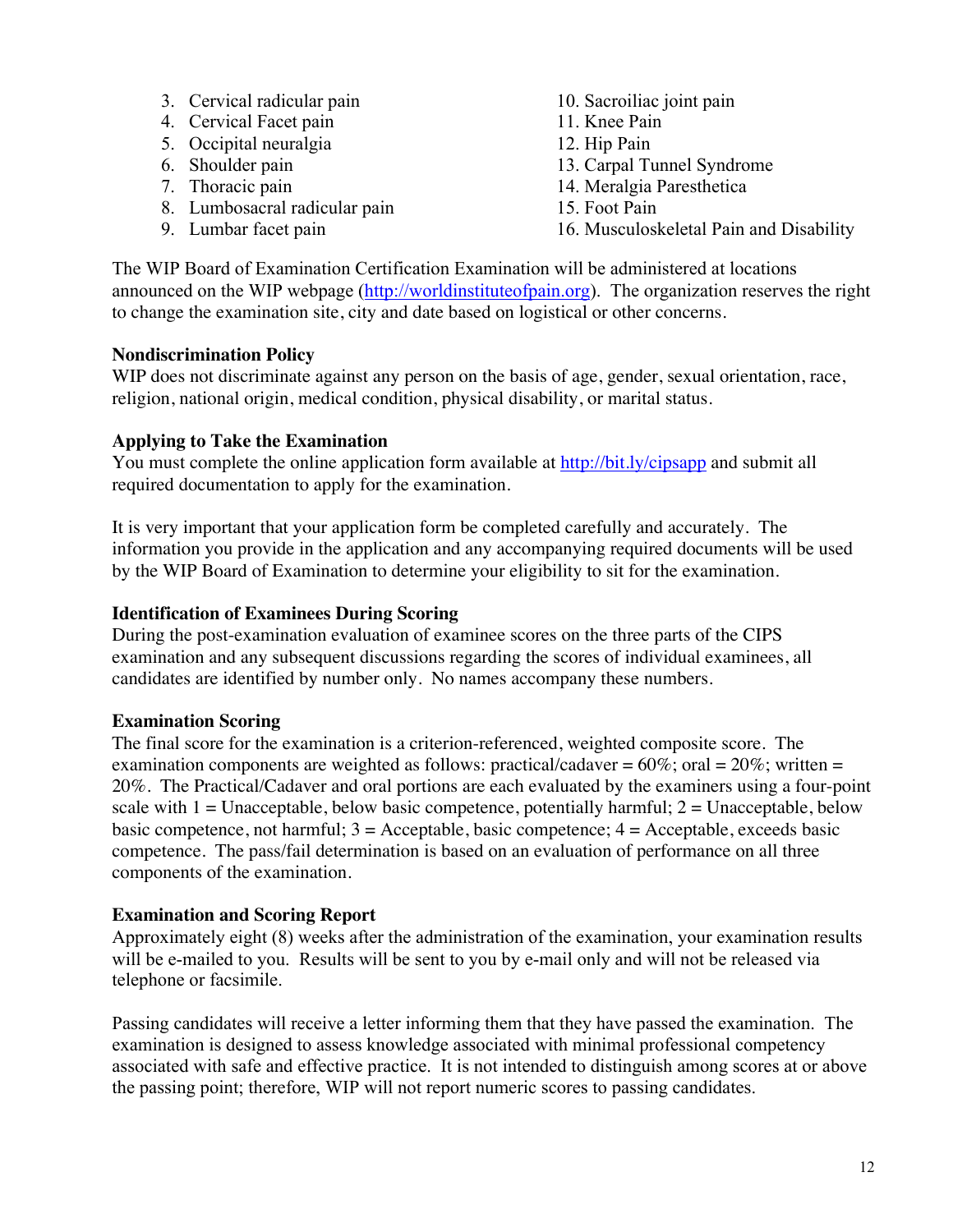3. Cervical radicular pain
4. Cervical Facet pain
5. Occipital neuralgia
6. Shoulder pain
7. Thoracic pain
8. Lumbosacral radicular pain
9. Lumbar facet pain
10. Sacroiliac joint pain
11. Knee Pain
12. Hip Pain
13. Carpal Tunnel Syndrome
14. Meralgia Paresthetica
15. Foot Pain
16. Musculoskeletal Pain and Disability

The WIP Board of Examination Certification Examination will be administered at locations announced on the WIP webpage (http://worldinstituteofpain.org). The organization reserves the right to change the examination site, city and date based on logistical or other concerns.

**Nondiscrimination Policy**
WIP does not discriminate against any person on the basis of age, gender, sexual orientation, race, religion, national origin, medical condition, physical disability, or marital status.

**Applying to Take the Examination**
You must complete the online application form available at http://bit.ly/cipsapp and submit all required documentation to apply for the examination.

It is very important that your application form be completed carefully and accurately. The information you provide in the application and any accompanying required documents will be used by the WIP Board of Examination to determine your eligibility to sit for the examination.

**Identification of Examinees During Scoring**
During the post-examination evaluation of examinee scores on the three parts of the CIPS examination and any subsequent discussions regarding the scores of individual examinees, all candidates are identified by number only. No names accompany these numbers.

**Examination Scoring**
The final score for the examination is a criterion-referenced, weighted composite score. The examination components are weighted as follows: practical/cadaver = 60%; oral = 20%; written = 20%. The Practical/Cadaver and oral portions are each evaluated by the examiners using a four-point scale with 1 = Unacceptable, below basic competence, potentially harmful; 2 = Unacceptable, below basic competence, not harmful; 3 = Acceptable, basic competence; 4 = Acceptable, exceeds basic competence. The pass/fail determination is based on an evaluation of performance on all three components of the examination.

**Examination and Scoring Report**
Approximately eight (8) weeks after the administration of the examination, your examination results will be e-mailed to you. Results will be sent to you by e-mail only and will not be released via telephone or facsimile.

Passing candidates will receive a letter informing them that they have passed the examination. The examination is designed to assess knowledge associated with minimal professional competency associated with safe and effective practice. It is not intended to distinguish among scores at or above the passing point; therefore, WIP will not report numeric scores to passing candidates.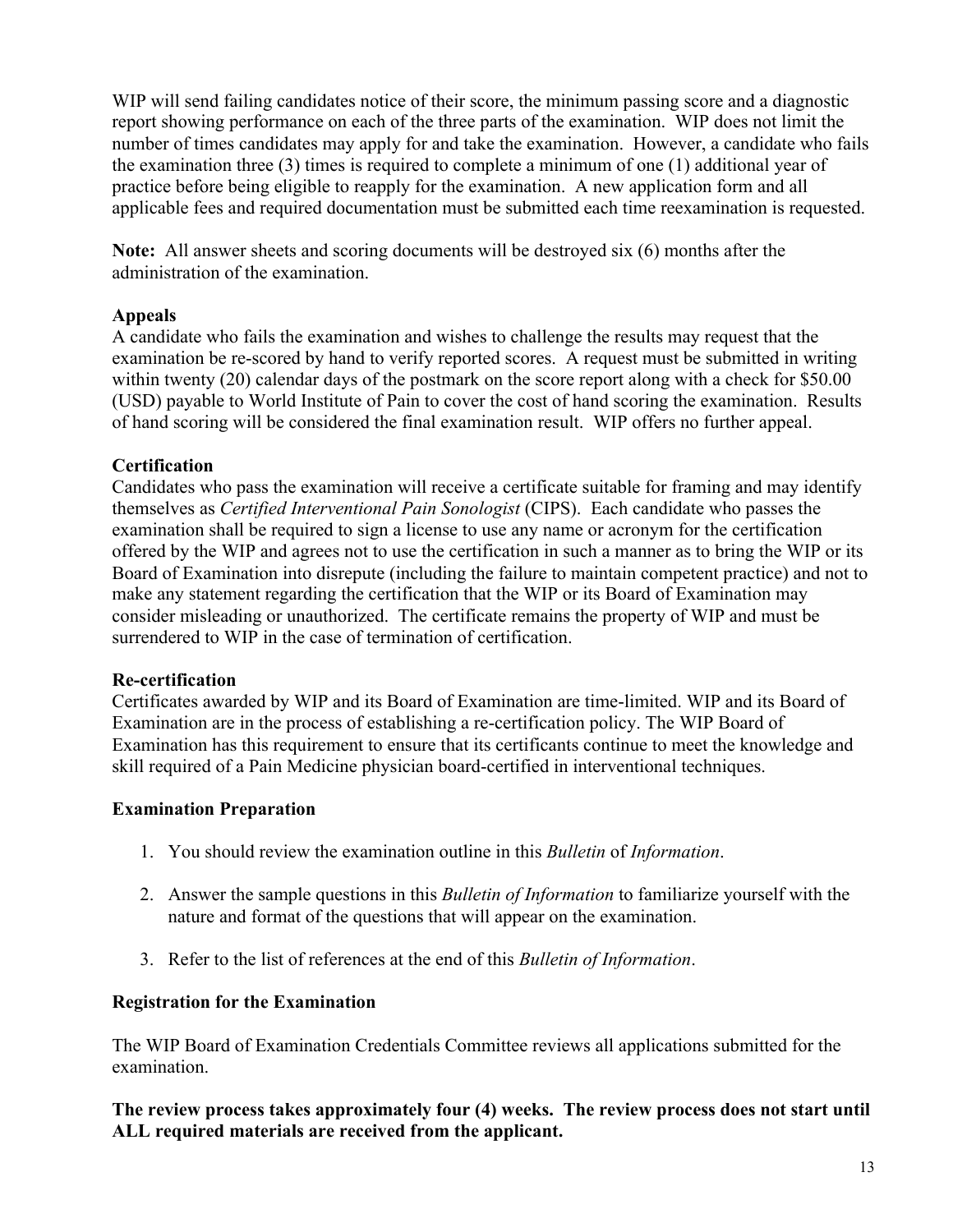WIP will send failing candidates notice of their score, the minimum passing score and a diagnostic report showing performance on each of the three parts of the examination. WIP does not limit the number of times candidates may apply for and take the examination. However, a candidate who fails the examination three (3) times is required to complete a minimum of one (1) additional year of practice before being eligible to reapply for the examination. A new application form and all applicable fees and required documentation must be submitted each time reexamination is requested.

**Note:** All answer sheets and scoring documents will be destroyed six (6) months after the administration of the examination.

### Appeals

A candidate who fails the examination and wishes to challenge the results may request that the examination be re-scored by hand to verify reported scores. A request must be submitted in writing within twenty (20) calendar days of the postmark on the score report along with a check for $50.00 (USD) payable to World Institute of Pain to cover the cost of hand scoring the examination. Results of hand scoring will be considered the final examination result. WIP offers no further appeal.

### Certification

Candidates who pass the examination will receive a certificate suitable for framing and may identify themselves as *Certified Interventional Pain Sonologist* (CIPS). Each candidate who passes the examination shall be required to sign a license to use any name or acronym for the certification offered by the WIP and agrees not to use the certification in such a manner as to bring the WIP or its Board of Examination into disrepute (including the failure to maintain competent practice) and not to make any statement regarding the certification that the WIP or its Board of Examination may consider misleading or unauthorized. The certificate remains the property of WIP and must be surrendered to WIP in the case of termination of certification.

### Re-certification

Certificates awarded by WIP and its Board of Examination are time-limited. WIP and its Board of Examination are in the process of establishing a re-certification policy. The WIP Board of Examination has this requirement to ensure that its certificants continue to meet the knowledge and skill required of a Pain Medicine physician board-certified in interventional techniques.

### Examination Preparation

1. You should review the examination outline in this *Bulletin* of *Information*.
2. Answer the sample questions in this *Bulletin of Information* to familiarize yourself with the nature and format of the questions that will appear on the examination.
3. Refer to the list of references at the end of this *Bulletin of Information*.

### Registration for the Examination

The WIP Board of Examination Credentials Committee reviews all applications submitted for the examination.

**The review process takes approximately four (4) weeks. The review process does not start until ALL required materials are received from the applicant.**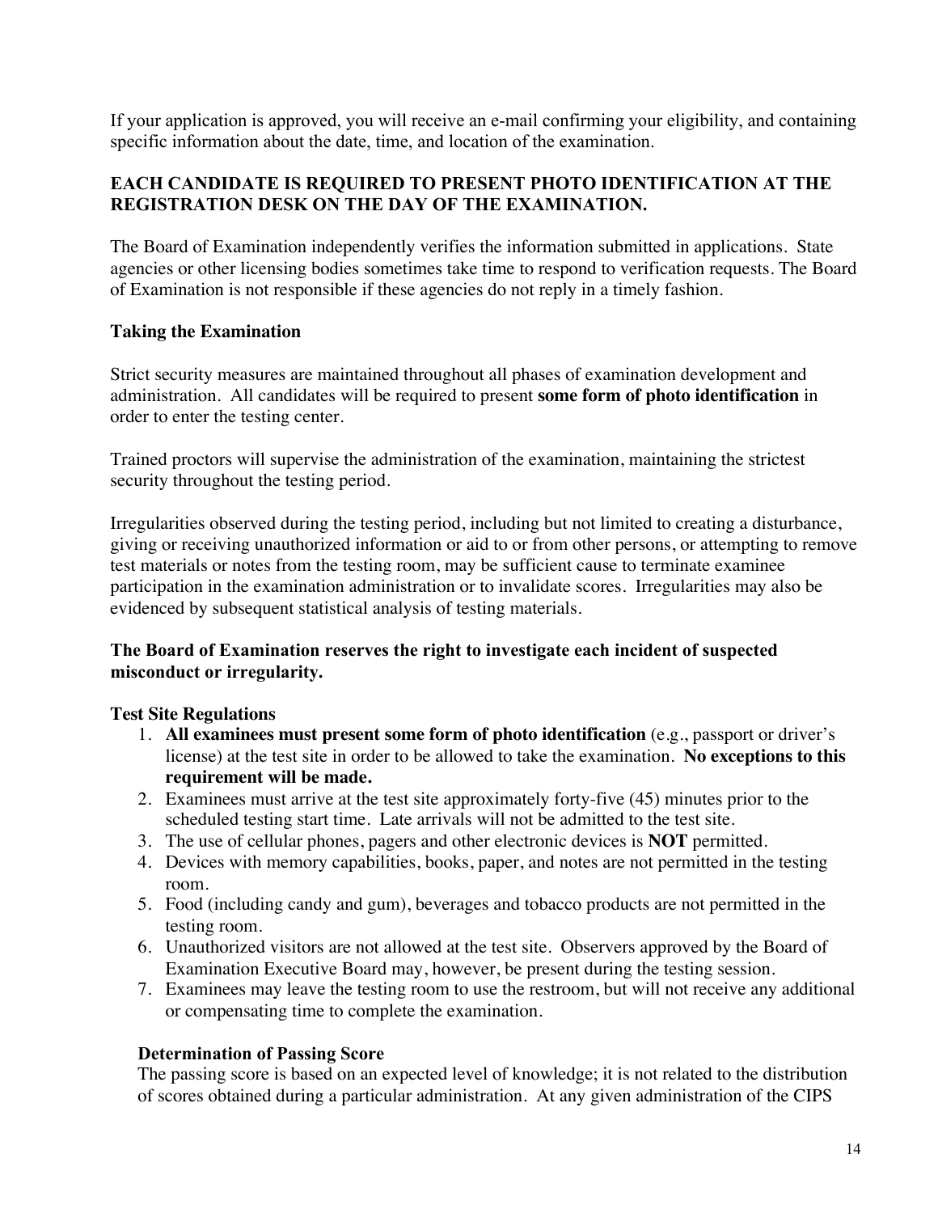If your application is approved, you will receive an e-mail confirming your eligibility, and containing specific information about the date, time, and location of the examination.

**EACH CANDIDATE IS REQUIRED TO PRESENT PHOTO IDENTIFICATION AT THE REGISTRATION DESK ON THE DAY OF THE EXAMINATION.**

The Board of Examination independently verifies the information submitted in applications. State agencies or other licensing bodies sometimes take time to respond to verification requests. The Board of Examination is not responsible if these agencies do not reply in a timely fashion.

### Taking the Examination

Strict security measures are maintained throughout all phases of examination development and administration. All candidates will be required to present **some form of photo identification** in order to enter the testing center.

Trained proctors will supervise the administration of the examination, maintaining the strictest security throughout the testing period.

Irregularities observed during the testing period, including but not limited to creating a disturbance, giving or receiving unauthorized information or aid to or from other persons, or attempting to remove test materials or notes from the testing room, may be sufficient cause to terminate examinee participation in the examination administration or to invalidate scores. Irregularities may also be evidenced by subsequent statistical analysis of testing materials.

**The Board of Examination reserves the right to investigate each incident of suspected misconduct or irregularity.**

### Test Site Regulations

1. **All examinees must present some form of photo identification** (e.g., passport or driver's license) at the test site in order to be allowed to take the examination. **No exceptions to this requirement will be made.**
2. Examinees must arrive at the test site approximately forty-five (45) minutes prior to the scheduled testing start time. Late arrivals will not be admitted to the test site.
3. The use of cellular phones, pagers and other electronic devices is **NOT** permitted.
4. Devices with memory capabilities, books, paper, and notes are not permitted in the testing room.
5. Food (including candy and gum), beverages and tobacco products are not permitted in the testing room.
6. Unauthorized visitors are not allowed at the test site. Observers approved by the Board of Examination Executive Board may, however, be present during the testing session.
7. Examinees may leave the testing room to use the restroom, but will not receive any additional or compensating time to complete the examination.

#### Determination of Passing Score

The passing score is based on an expected level of knowledge; it is not related to the distribution of scores obtained during a particular administration. At any given administration of the CIPS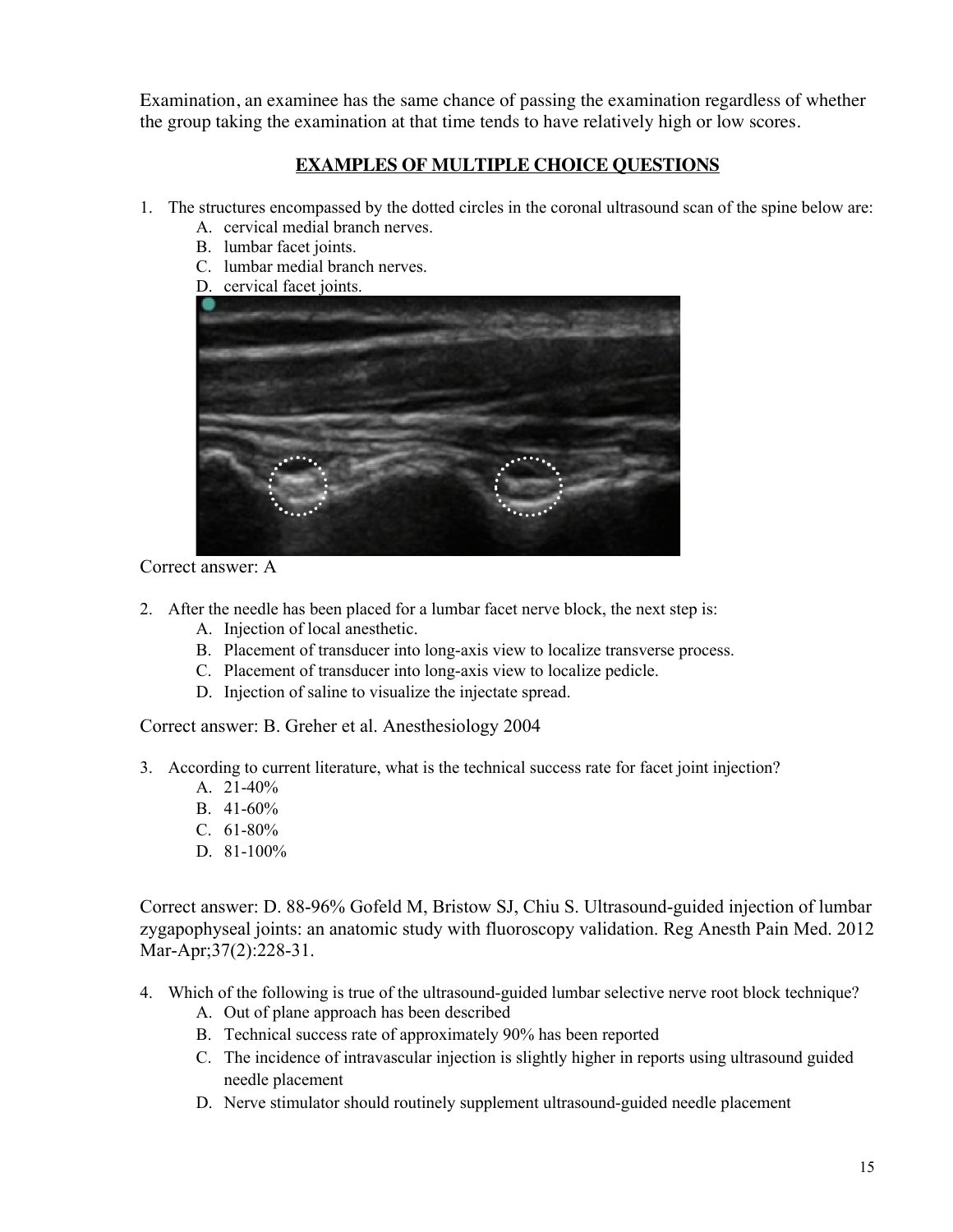Examination, an examinee has the same chance of passing the examination regardless of whether the group taking the examination at that time tends to have relatively high or low scores.

## EXAMPLES OF MULTIPLE CHOICE QUESTIONS

1. The structures encompassed by the dotted circles in the coronal ultrasound scan of the spine below are:
    - A. cervical medial branch nerves.
    - B. lumbar facet joints.
    - C. lumbar medial branch nerves.
    - D. cervical facet joints.

Correct answer: A

2. After the needle has been placed for a lumbar facet nerve block, the next step is:
    - A. Injection of local anesthetic.
    - B. Placement of transducer into long-axis view to localize transverse process.
    - C. Placement of transducer into long-axis view to localize pedicle.
    - D. Injection of saline to visualize the injectate spread.

Correct answer: B. Greher et al. Anesthesiology 2004

3. According to current literature, what is the technical success rate for facet joint injection?
    - A. 21-40%
    - B. 41-60%
    - C. 61-80%
    - D. 81-100%

Correct answer: D. 88-96% Gofeld M, Bristow SJ, Chiu S. Ultrasound-guided injection of lumbar zygapophyseal joints: an anatomic study with fluoroscopy validation. Reg Anesth Pain Med. 2012 Mar-Apr;37(2):228-31.

4. Which of the following is true of the ultrasound-guided lumbar selective nerve root block technique?
    - A. Out of plane approach has been described
    - B. Technical success rate of approximately 90% has been reported
    - C. The incidence of intravascular injection is slightly higher in reports using ultrasound guided needle placement
    - D. Nerve stimulator should routinely supplement ultrasound-guided needle placement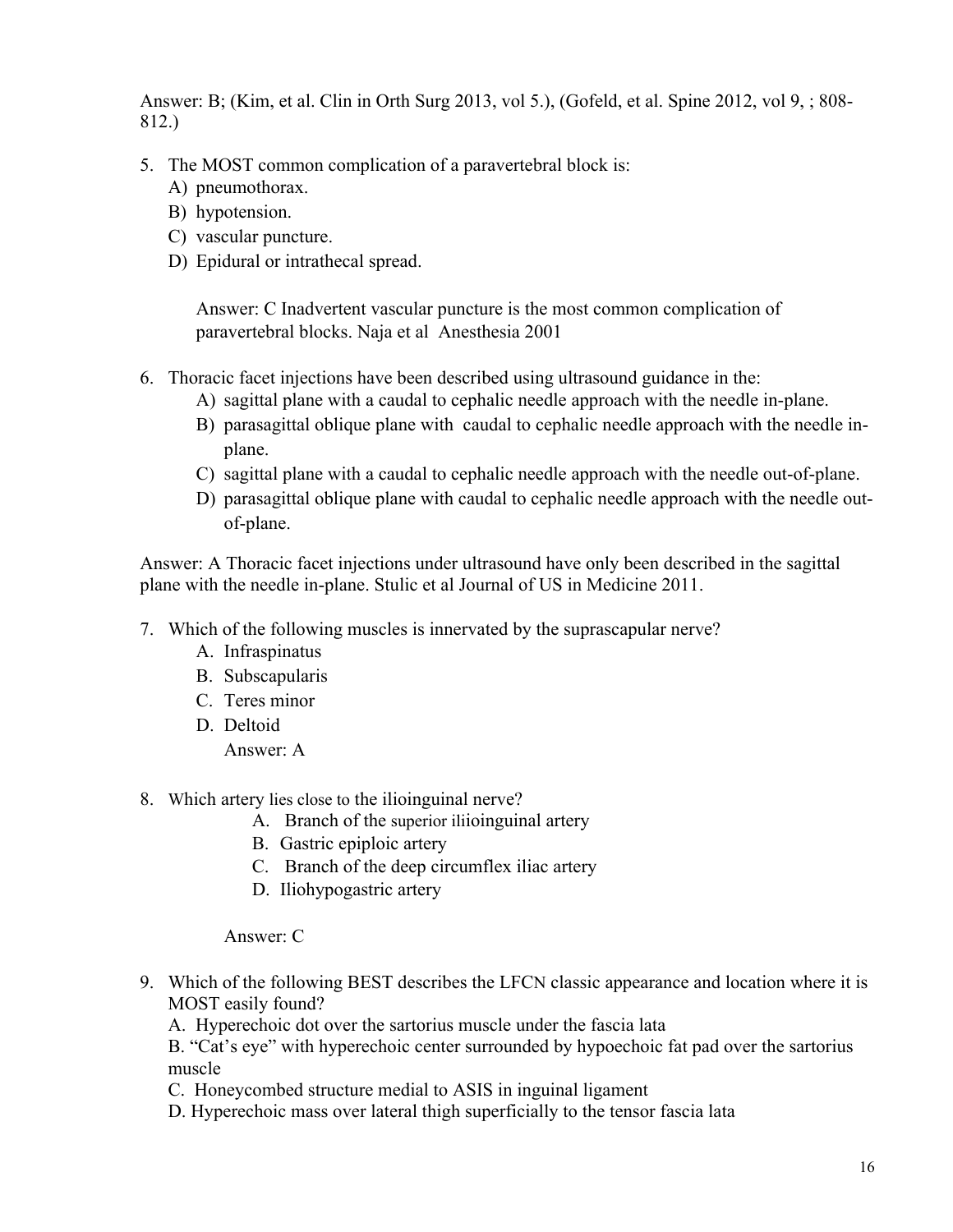Answer: B; (Kim, et al. Clin in Orth Surg 2013, vol 5.), (Gofeld, et al. Spine 2012, vol 9, ; 808-812.)

5. The MOST common complication of a paravertebral block is:
   A) pneumothorax.
   B) hypotension.
   C) vascular puncture.
   D) Epidural or intrathecal spread.

   Answer: C Inadvertent vascular puncture is the most common complication of paravertebral blocks. Naja et al Anesthesia 2001

6. Thoracic facet injections have been described using ultrasound guidance in the:
   A) sagittal plane with a caudal to cephalic needle approach with the needle in-plane.
   B) parasagittal oblique plane with caudal to cephalic needle approach with the needle in-plane.
   C) sagittal plane with a caudal to cephalic needle approach with the needle out-of-plane.
   D) parasagittal oblique plane with caudal to cephalic needle approach with the needle out-of-plane.

Answer: A Thoracic facet injections under ultrasound have only been described in the sagittal plane with the needle in-plane. Stulic et al Journal of US in Medicine 2011.

7. Which of the following muscles is innervated by the suprascapular nerve?
   A. Infraspinatus
   B. Subscapularis
   C. Teres minor
   D. Deltoid

   Answer: A

8. Which artery lies close to the ilioinguinal nerve?
   A. Branch of the superior iliiioinguinal artery
   B. Gastric epiploic artery
   C. Branch of the deep circumflex iliac artery
   D. Iliohypogastric artery

   Answer: C

9. Which of the following BEST describes the LFCN classic appearance and location where it is MOST easily found?
   A. Hyperechoic dot over the sartorius muscle under the fascia lata
   B. "Cat's eye" with hyperechoic center surrounded by hypoechoic fat pad over the sartorius muscle
   C. Honeycombed structure medial to ASIS in inguinal ligament
   D. Hyperechoic mass over lateral thigh superficially to the tensor fascia lata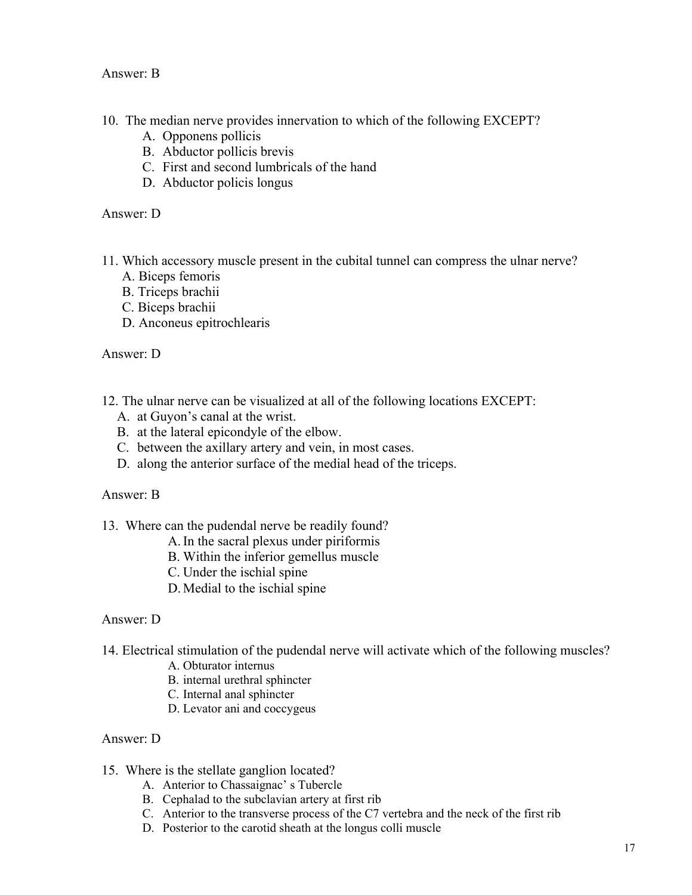Answer: B

10. The median nerve provides innervation to which of the following EXCEPT?
    A. Opponens pollicis
    B. Abductor pollicis brevis
    C. First and second lumbricals of the hand
    D. Abductor policis longus

Answer: D

11. Which accessory muscle present in the cubital tunnel can compress the ulnar nerve?
    A. Biceps femoris
    B. Triceps brachii
    C. Biceps brachii
    D. Anconeus epitrochlearis

Answer: D

12. The ulnar nerve can be visualized at all of the following locations EXCEPT:
    A. at Guyon's canal at the wrist.
    B. at the lateral epicondyle of the elbow.
    C. between the axillary artery and vein, in most cases.
    D. along the anterior surface of the medial head of the triceps.

Answer: B

13. Where can the pudendal nerve be readily found?
    A. In the sacral plexus under piriformis
    B. Within the inferior gemellus muscle
    C. Under the ischial spine
    D. Medial to the ischial spine

Answer: D

14. Electrical stimulation of the pudendal nerve will activate which of the following muscles?
    A. Obturator internus
    B. internal urethral sphincter
    C. Internal anal sphincter
    D. Levator ani and coccygeus

Answer: D

15. Where is the stellate ganglion located?
    A. Anterior to Chassaignac' s Tubercle
    B. Cephalad to the subclavian artery at first rib
    C. Anterior to the transverse process of the C7 vertebra and the neck of the first rib
    D. Posterior to the carotid sheath at the longus colli muscle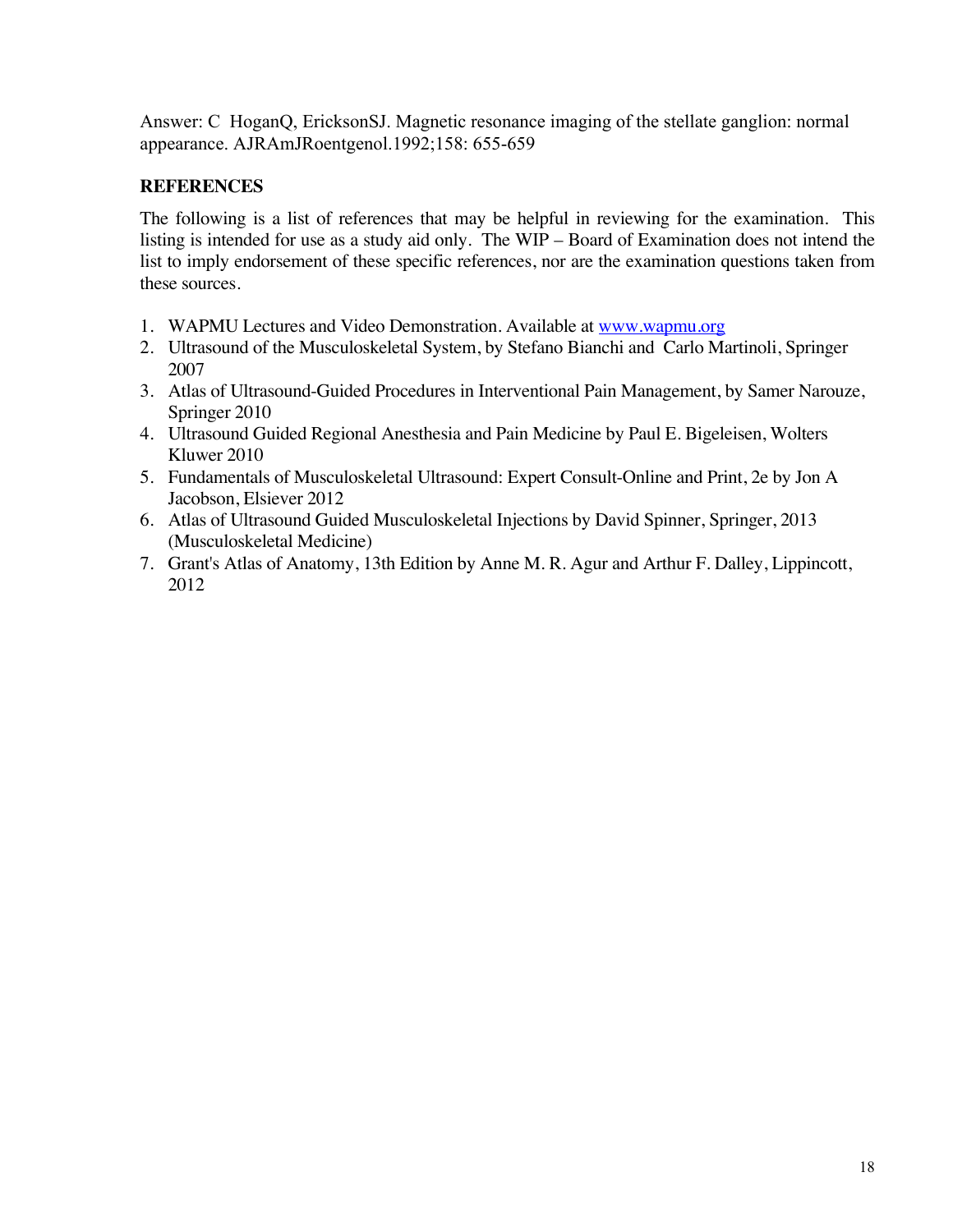Answer: C  HoganQ, EricksonSJ. Magnetic resonance imaging of the stellate ganglion: normal appearance. AJRAmJRoentgenol.1992;158: 655-659

**REFERENCES**

The following is a list of references that may be helpful in reviewing for the examination. This listing is intended for use as a study aid only. The WIP – Board of Examination does not intend the list to imply endorsement of these specific references, nor are the examination questions taken from these sources.

1. WAPMU Lectures and Video Demonstration. Available at www.wapmu.org
2. Ultrasound of the Musculoskeletal System, by Stefano Bianchi and Carlo Martinoli, Springer 2007
3. Atlas of Ultrasound-Guided Procedures in Interventional Pain Management, by Samer Narouze, Springer 2010
4. Ultrasound Guided Regional Anesthesia and Pain Medicine by Paul E. Bigeleisen, Wolters Kluwer 2010
5. Fundamentals of Musculoskeletal Ultrasound: Expert Consult-Online and Print, 2e by Jon A Jacobson, Elsiever 2012
6. Atlas of Ultrasound Guided Musculoskeletal Injections by David Spinner, Springer, 2013 (Musculoskeletal Medicine)
7. Grant's Atlas of Anatomy, 13th Edition by Anne M. R. Agur and Arthur F. Dalley, Lippincott, 2012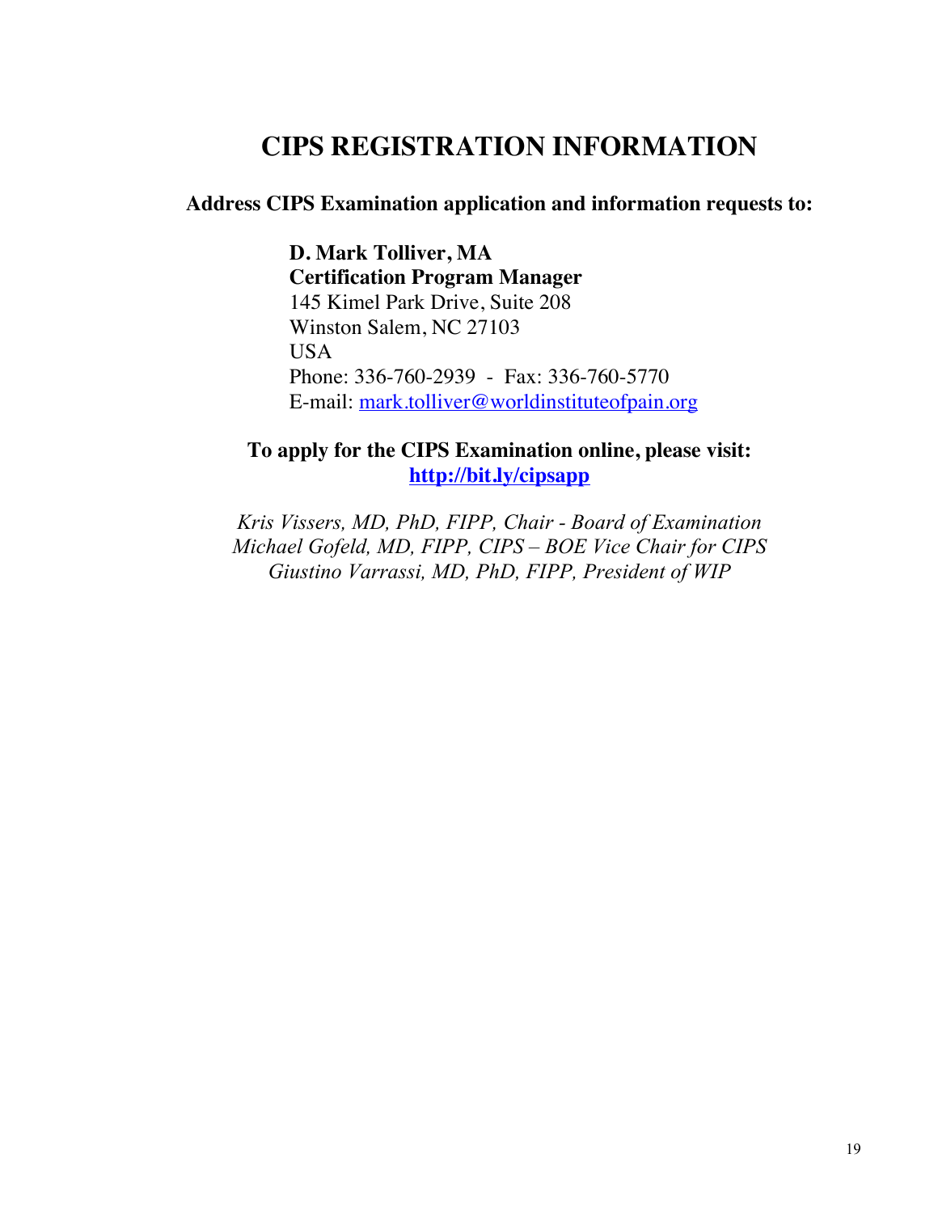# CIPS REGISTRATION INFORMATION

**Address CIPS Examination application and information requests to:**

**D. Mark Tolliver, MA**
**Certification Program Manager**
145 Kimel Park Drive, Suite 208
Winston Salem, NC 27103
USA
Phone: 336-760-2939 - Fax: 336-760-5770
E-mail: mark.tolliver@worldinstituteofpain.org

**To apply for the CIPS Examination online, please visit:**
**http://bit.ly/cipsapp**

*Kris Vissers, MD, PhD, FIPP, Chair - Board of Examination*
*Michael Gofeld, MD, FIPP, CIPS – BOE Vice Chair for CIPS*
*Giustino Varrassi, MD, PhD, FIPP, President of WIP*